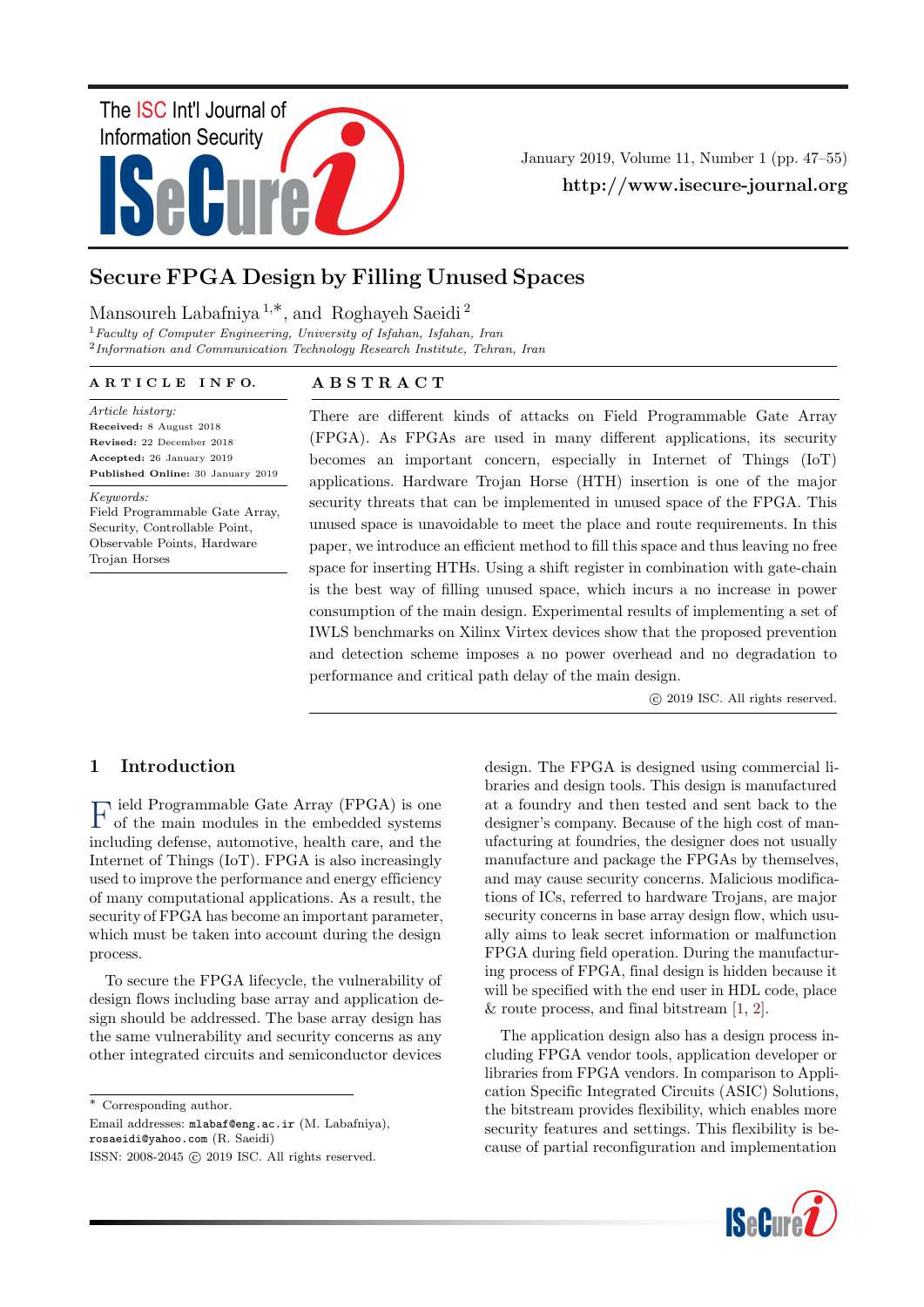# Secure FPGA Design by Filling Unused Spaces

Mansoureh Labafniya [1,*], and Roghayeh Saeidi [2]

[1] *Faculty of Computer Engineering, University of Isfahan, Isfahan, Iran*
[2] *Information and Communication Technology Research Institute, Tehran, Iran*

**ARTICLE INFO.**

*Article history:*
**Received:** 8 August 2018
**Revised:** 22 December 2018
**Accepted:** 26 January 2019
**Published Online:** 30 January 2019

*Keywords:*
Field Programmable Gate Array, Security, Controllable Point, Observable Points, Hardware Trojan Horses

**ABSTRACT**

There are different kinds of attacks on Field Programmable Gate Array (FPGA). As FPGAs are used in many different applications, its security becomes an important concern, especially in Internet of Things (IoT) applications. Hardware Trojan Horse (HTH) insertion is one of the major security threats that can be implemented in unused space of the FPGA. This unused space is unavoidable to meet the place and route requirements. In this paper, we introduce an efficient method to fill this space and thus leaving no free space for inserting HTHs. Using a shift register in combination with gate-chain is the best way of filling unused space, which incurs a no increase in power consumption of the main design. Experimental results of implementing a set of IWLS benchmarks on Xilinx Virtex devices show that the proposed prevention and detection scheme imposes a no power overhead and no degradation to performance and critical path delay of the main design.

© 2019 ISC. All rights reserved.

## 1 Introduction

Field Programmable Gate Array (FPGA) is one of the main modules in the embedded systems including defense, automotive, health care, and the Internet of Things (IoT). FPGA is also increasingly used to improve the performance and energy efficiency of many computational applications. As a result, the security of FPGA has become an important parameter, which must be taken into account during the design process.

To secure the FPGA lifecycle, the vulnerability of design flows including base array and application design should be addressed. The base array design has the same vulnerability and security concerns as any other integrated circuits and semiconductor devices design. The FPGA is designed using commercial libraries and design tools. This design is manufactured at a foundry and then tested and sent back to the designer's company. Because of the high cost of manufacturing at foundries, the designer does not usually manufacture and package the FPGAs by themselves, and may cause security concerns. Malicious modifications of ICs, referred to hardware Trojans, are major security concerns in base array design flow, which usually aims to leak secret information or malfunction FPGA during field operation. During the manufacturing process of FPGA, final design is hidden because it will be specified with the end user in HDL code, place & route process, and final bitstream [1, 2].

The application design also has a design process including FPGA vendor tools, application developer or libraries from FPGA vendors. In comparison to Application Specific Integrated Circuits (ASIC) Solutions, the bitstream provides flexibility, which enables more security features and settings. This flexibility is because of partial reconfiguration and implementation

* Corresponding author.

Email addresses: mlabaf@eng.ac.ir (M. Labafniya), rosaeidi@yahoo.com (R. Saeidi)

ISSN: 2008-2045 © 2019 ISC. All rights reserved.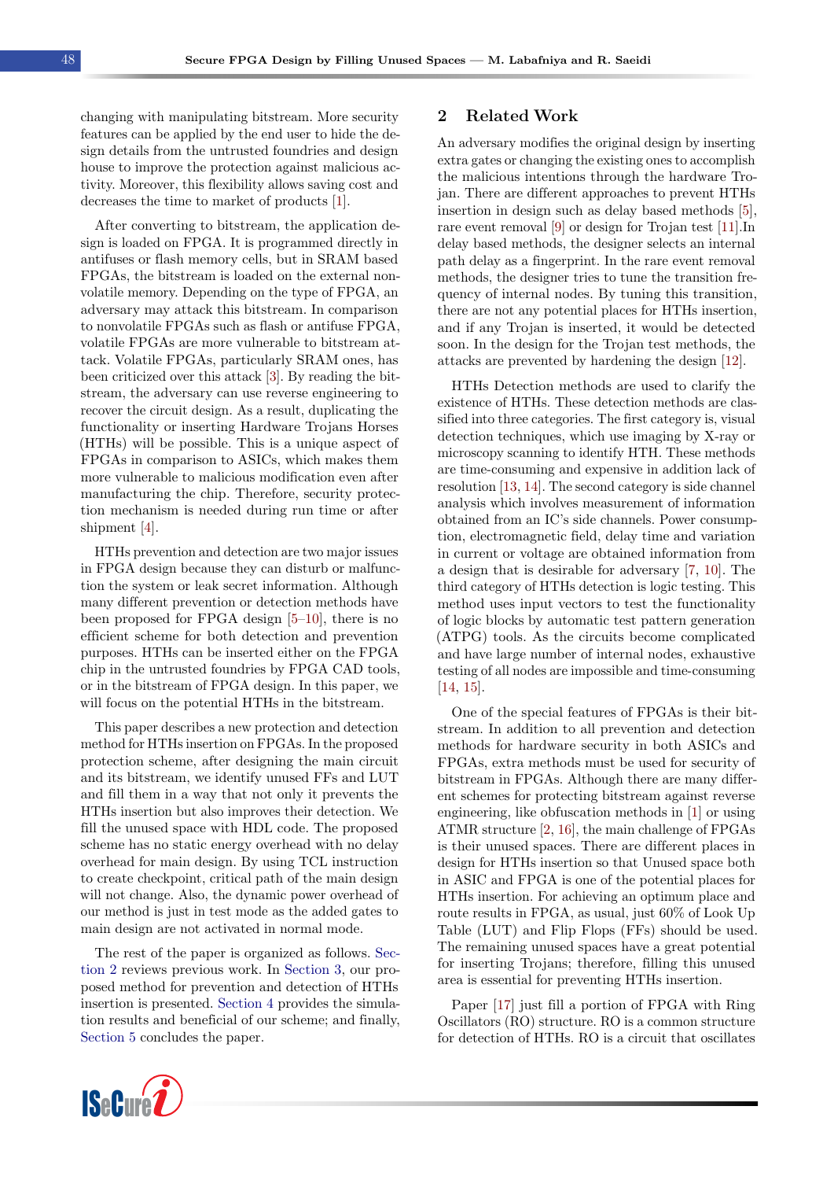changing with manipulating bitstream. More security features can be applied by the end user to hide the design details from the untrusted foundries and design house to improve the protection against malicious activity. Moreover, this flexibility allows saving cost and decreases the time to market of products [1].

After converting to bitstream, the application design is loaded on FPGA. It is programmed directly in antifuses or flash memory cells, but in SRAM based FPGAs, the bitstream is loaded on the external nonvolatile memory. Depending on the type of FPGA, an adversary may attack this bitstream. In comparison to nonvolatile FPGAs such as flash or antifuse FPGA, volatile FPGAs are more vulnerable to bitstream attack. Volatile FPGAs, particularly SRAM ones, has been criticized over this attack [3]. By reading the bitstream, the adversary can use reverse engineering to recover the circuit design. As a result, duplicating the functionality or inserting Hardware Trojans Horses (HTHs) will be possible. This is a unique aspect of FPGAs in comparison to ASICs, which makes them more vulnerable to malicious modification even after manufacturing the chip. Therefore, security protection mechanism is needed during run time or after shipment [4].

HTHs prevention and detection are two major issues in FPGA design because they can disturb or malfunction the system or leak secret information. Although many different prevention or detection methods have been proposed for FPGA design [5–10], there is no efficient scheme for both detection and prevention purposes. HTHs can be inserted either on the FPGA chip in the untrusted foundries by FPGA CAD tools, or in the bitstream of FPGA design. In this paper, we will focus on the potential HTHs in the bitstream.

This paper describes a new protection and detection method for HTHs insertion on FPGAs. In the proposed protection scheme, after designing the main circuit and its bitstream, we identify unused FFs and LUT and fill them in a way that not only it prevents the HTHs insertion but also improves their detection. We fill the unused space with HDL code. The proposed scheme has no static energy overhead with no delay overhead for main design. By using TCL instruction to create checkpoint, critical path of the main design will not change. Also, the dynamic power overhead of our method is just in test mode as the added gates to main design are not activated in normal mode.

The rest of the paper is organized as follows. Section 2 reviews previous work. In Section 3, our proposed method for prevention and detection of HTHs insertion is presented. Section 4 provides the simulation results and beneficial of our scheme; and finally, Section 5 concludes the paper.

## 2 Related Work

An adversary modifies the original design by inserting extra gates or changing the existing ones to accomplish the malicious intentions through the hardware Trojan. There are different approaches to prevent HTHs insertion in design such as delay based methods [5], rare event removal [9] or design for Trojan test [11].In delay based methods, the designer selects an internal path delay as a fingerprint. In the rare event removal methods, the designer tries to tune the transition frequency of internal nodes. By tuning this transition, there are not any potential places for HTHs insertion, and if any Trojan is inserted, it would be detected soon. In the design for the Trojan test methods, the attacks are prevented by hardening the design [12].

HTHs Detection methods are used to clarify the existence of HTHs. These detection methods are classified into three categories. The first category is, visual detection techniques, which use imaging by X-ray or microscopy scanning to identify HTH. These methods are time-consuming and expensive in addition lack of resolution [13, 14]. The second category is side channel analysis which involves measurement of information obtained from an IC's side channels. Power consumption, electromagnetic field, delay time and variation in current or voltage are obtained information from a design that is desirable for adversary [7, 10]. The third category of HTHs detection is logic testing. This method uses input vectors to test the functionality of logic blocks by automatic test pattern generation (ATPG) tools. As the circuits become complicated and have large number of internal nodes, exhaustive testing of all nodes are impossible and time-consuming [14, 15].

One of the special features of FPGAs is their bitstream. In addition to all prevention and detection methods for hardware security in both ASICs and FPGAs, extra methods must be used for security of bitstream in FPGAs. Although there are many different schemes for protecting bitstream against reverse engineering, like obfuscation methods in [1] or using ATMR structure [2, 16], the main challenge of FPGAs is their unused spaces. There are different places in design for HTHs insertion so that Unused space both in ASIC and FPGA is one of the potential places for HTHs insertion. For achieving an optimum place and route results in FPGA, as usual, just 60% of Look Up Table (LUT) and Flip Flops (FFs) should be used. The remaining unused spaces have a great potential for inserting Trojans; therefore, filling this unused area is essential for preventing HTHs insertion.

Paper [17] just fill a portion of FPGA with Ring Oscillators (RO) structure. RO is a common structure for detection of HTHs. RO is a circuit that oscillates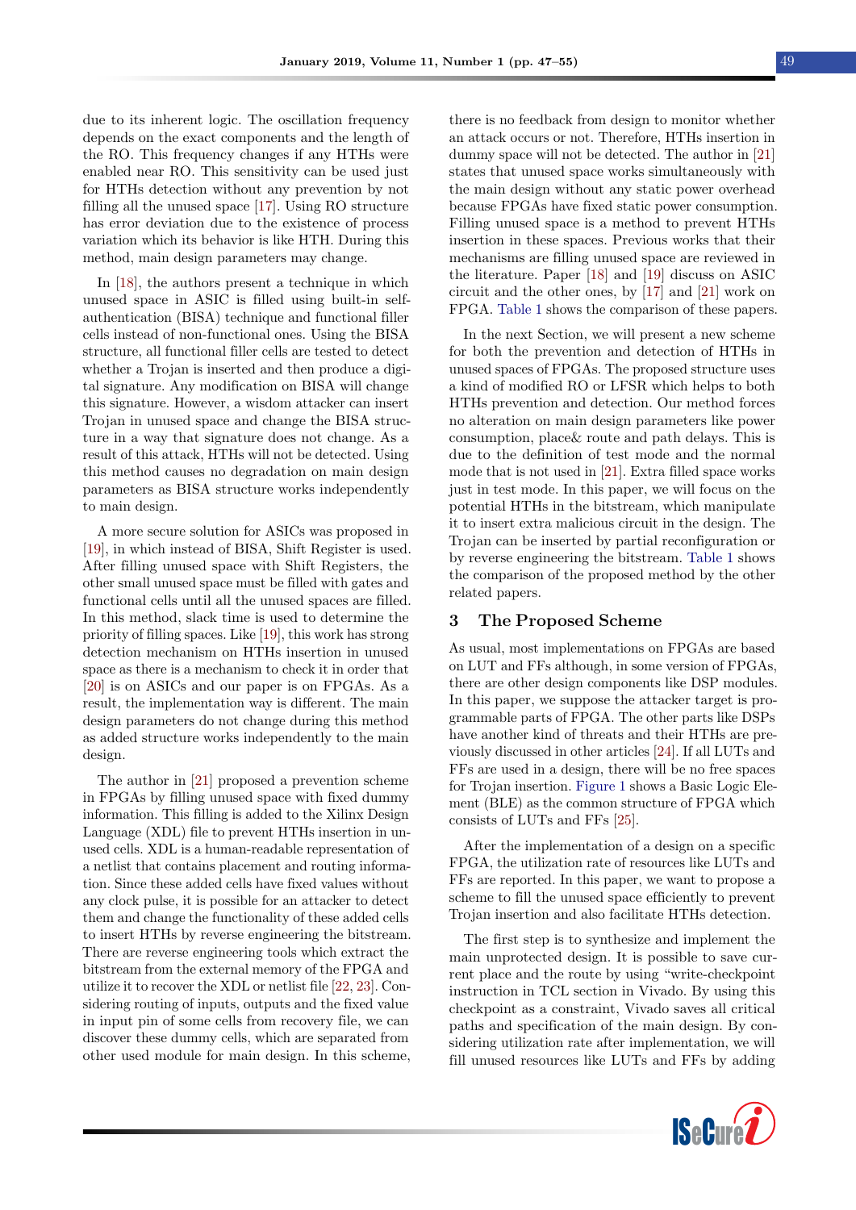due to its inherent logic. The oscillation frequency depends on the exact components and the length of the RO. This frequency changes if any HTHs were enabled near RO. This sensitivity can be used just for HTHs detection without any prevention by not filling all the unused space [17]. Using RO structure has error deviation due to the existence of process variation which its behavior is like HTH. During this method, main design parameters may change.

In [18], the authors present a technique in which unused space in ASIC is filled using built-in self-authentication (BISA) technique and functional filler cells instead of non-functional ones. Using the BISA structure, all functional filler cells are tested to detect whether a Trojan is inserted and then produce a digital signature. Any modification on BISA will change this signature. However, a wisdom attacker can insert Trojan in unused space and change the BISA structure in a way that signature does not change. As a result of this attack, HTHs will not be detected. Using this method causes no degradation on main design parameters as BISA structure works independently to main design.

A more secure solution for ASICs was proposed in [19], in which instead of BISA, Shift Register is used. After filling unused space with Shift Registers, the other small unused space must be filled with gates and functional cells until all the unused spaces are filled. In this method, slack time is used to determine the priority of filling spaces. Like [19], this work has strong detection mechanism on HTHs insertion in unused space as there is a mechanism to check it in order that [20] is on ASICs and our paper is on FPGAs. As a result, the implementation way is different. The main design parameters do not change during this method as added structure works independently to the main design.

The author in [21] proposed a prevention scheme in FPGAs by filling unused space with fixed dummy information. This filling is added to the Xilinx Design Language (XDL) file to prevent HTHs insertion in unused cells. XDL is a human-readable representation of a netlist that contains placement and routing information. Since these added cells have fixed values without any clock pulse, it is possible for an attacker to detect them and change the functionality of these added cells to insert HTHs by reverse engineering the bitstream. There are reverse engineering tools which extract the bitstream from the external memory of the FPGA and utilize it to recover the XDL or netlist file [22, 23]. Considering routing of inputs, outputs and the fixed value in input pin of some cells from recovery file, we can discover these dummy cells, which are separated from other used module for main design. In this scheme, there is no feedback from design to monitor whether an attack occurs or not. Therefore, HTHs insertion in dummy space will not be detected. The author in [21] states that unused space works simultaneously with the main design without any static power overhead because FPGAs have fixed static power consumption. Filling unused space is a method to prevent HTHs insertion in these spaces. Previous works that their mechanisms are filling unused space are reviewed in the literature. Paper [18] and [19] discuss on ASIC circuit and the other ones, by [17] and [21] work on FPGA. Table 1 shows the comparison of these papers.

In the next Section, we will present a new scheme for both the prevention and detection of HTHs in unused spaces of FPGAs. The proposed structure uses a kind of modified RO or LFSR which helps to both HTHs prevention and detection. Our method forces no alteration on main design parameters like power consumption, place& route and path delays. This is due to the definition of test mode and the normal mode that is not used in [21]. Extra filled space works just in test mode. In this paper, we will focus on the potential HTHs in the bitstream, which manipulate it to insert extra malicious circuit in the design. The Trojan can be inserted by partial reconfiguration or by reverse engineering the bitstream. Table 1 shows the comparison of the proposed method by the other related papers.

## 3 The Proposed Scheme

As usual, most implementations on FPGAs are based on LUT and FFs although, in some version of FPGAs, there are other design components like DSP modules. In this paper, we suppose the attacker target is programmable parts of FPGA. The other parts like DSPs have another kind of threats and their HTHs are previously discussed in other articles [24]. If all LUTs and FFs are used in a design, there will be no free spaces for Trojan insertion. Figure 1 shows a Basic Logic Element (BLE) as the common structure of FPGA which consists of LUTs and FFs [25].

After the implementation of a design on a specific FPGA, the utilization rate of resources like LUTs and FFs are reported. In this paper, we want to propose a scheme to fill the unused space efficiently to prevent Trojan insertion and also facilitate HTHs detection.

The first step is to synthesize and implement the main unprotected design. It is possible to save current place and the route by using "write-checkpoint instruction in TCL section in Vivado. By using this checkpoint as a constraint, Vivado saves all critical paths and specification of the main design. By considering utilization rate after implementation, we will fill unused resources like LUTs and FFs by adding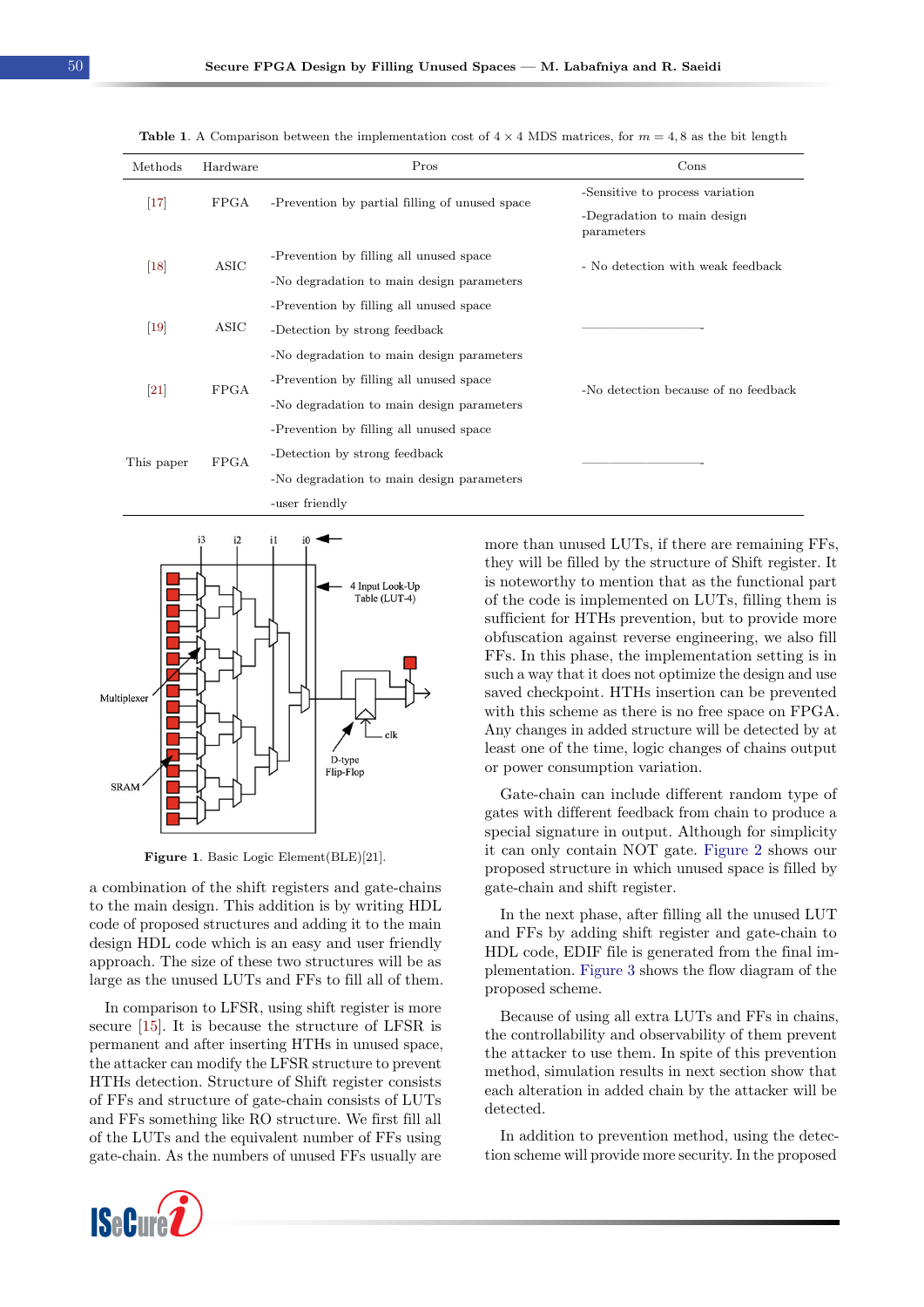**Table 1.** A Comparison between the implementation cost of $4 \times 4$ MDS matrices, for $m = 4, 8$ as the bit length

| Methods | Hardware | Pros | Cons |
|---|---|---|---|
| [17] | FPGA | -Prevention by partial filling of unused space | -Sensitive to process variation<br>-Degradation to main design parameters |
| [18] | ASIC | -Prevention by filling all unused space<br>-No degradation to main design parameters | - No detection with weak feedback |
| [19] | ASIC | -Prevention by filling all unused space<br>-Detection by strong feedback<br>-No degradation to main design parameters | ———————— |
| [21] | FPGA | -Prevention by filling all unused space<br>-No degradation to main design parameters | -No detection because of no feedback |
| This paper | FPGA | -Prevention by filling all unused space<br>-Detection by strong feedback<br>-No degradation to main design parameters<br>-user friendly | ———————— |

**Figure 1.** Basic Logic Element(BLE)[21].

a combination of the shift registers and gate-chains to the main design. This addition is by writing HDL code of proposed structures and adding it to the main design HDL code which is an easy and user friendly approach. The size of these two structures will be as large as the unused LUTs and FFs to fill all of them.

In comparison to LFSR, using shift register is more secure [15]. It is because the structure of LFSR is permanent and after inserting HTHs in unused space, the attacker can modify the LFSR structure to prevent HTHs detection. Structure of Shift register consists of FFs and structure of gate-chain consists of LUTs and FFs something like RO structure. We first fill all of the LUTs and the equivalent number of FFs using gate-chain. As the numbers of unused FFs usually are more than unused LUTs, if there are remaining FFs, they will be filled by the structure of Shift register. It is noteworthy to mention that as the functional part of the code is implemented on LUTs, filling them is sufficient for HTHs prevention, but to provide more obfuscation against reverse engineering, we also fill FFs. In this phase, the implementation setting is in such a way that it does not optimize the design and use saved checkpoint. HTHs insertion can be prevented with this scheme as there is no free space on FPGA. Any changes in added structure will be detected by at least one of the time, logic changes of chains output or power consumption variation.

Gate-chain can include different random type of gates with different feedback from chain to produce a special signature in output. Although for simplicity it can only contain NOT gate. Figure 2 shows our proposed structure in which unused space is filled by gate-chain and shift register.

In the next phase, after filling all the unused LUT and FFs by adding shift register and gate-chain to HDL code, EDIF file is generated from the final implementation. Figure 3 shows the flow diagram of the proposed scheme.

Because of using all extra LUTs and FFs in chains, the controllability and observability of them prevent the attacker to use them. In spite of this prevention method, simulation results in next section show that each alteration in added chain by the attacker will be detected.

In addition to prevention method, using the detection scheme will provide more security. In the proposed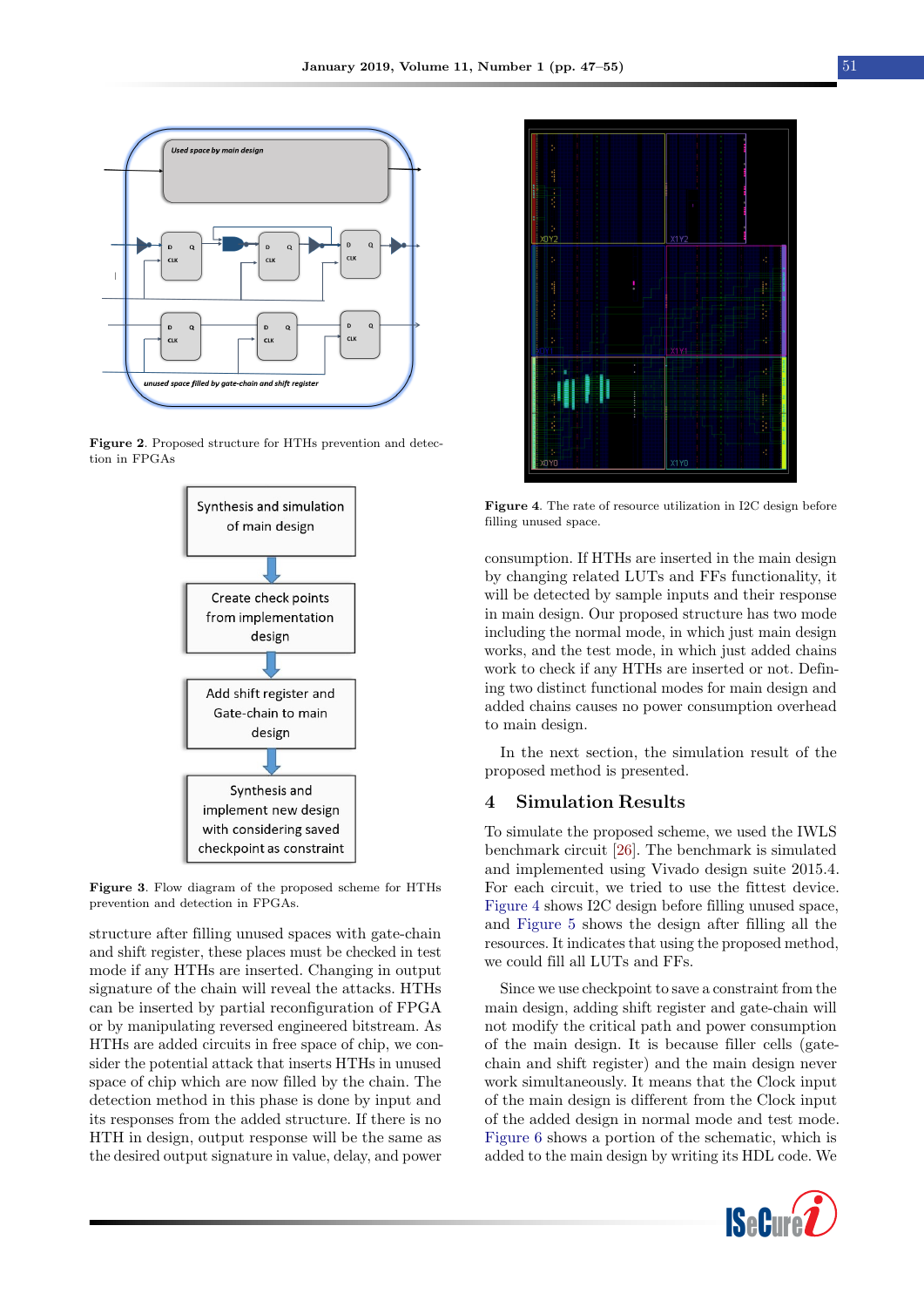Figure 2. Proposed structure for HTHs prevention and detection in FPGAs

Figure 3. Flow diagram of the proposed scheme for HTHs prevention and detection in FPGAs.

structure after filling unused spaces with gate-chain and shift register, these places must be checked in test mode if any HTHs are inserted. Changing in output signature of the chain will reveal the attacks. HTHs can be inserted by partial reconfiguration of FPGA or by manipulating reversed engineered bitstream. As HTHs are added circuits in free space of chip, we consider the potential attack that inserts HTHs in unused space of chip which are now filled by the chain. The detection method in this phase is done by input and its responses from the added structure. If there is no HTH in design, output response will be the same as the desired output signature in value, delay, and power consumption. If HTHs are inserted in the main design by changing related LUTs and FFs functionality, it will be detected by sample inputs and their response in main design. Our proposed structure has two mode including the normal mode, in which just main design works, and the test mode, in which just added chains work to check if any HTHs are inserted or not. Defining two distinct functional modes for main design and added chains causes no power consumption overhead to main design.

In the next section, the simulation result of the proposed method is presented.

Figure 4. The rate of resource utilization in I2C design before filling unused space.

## 4 Simulation Results

To simulate the proposed scheme, we used the IWLS benchmark circuit [26]. The benchmark is simulated and implemented using Vivado design suite 2015.4. For each circuit, we tried to use the fittest device. Figure 4 shows I2C design before filling unused space, and Figure 5 shows the design after filling all the resources. It indicates that using the proposed method, we could fill all LUTs and FFs.

Since we use checkpoint to save a constraint from the main design, adding shift register and gate-chain will not modify the critical path and power consumption of the main design. It is because filler cells (gate-chain and shift register) and the main design never work simultaneously. It means that the Clock input of the main design is different from the Clock input of the added design in normal mode and test mode. Figure 6 shows a portion of the schematic, which is added to the main design by writing its HDL code. We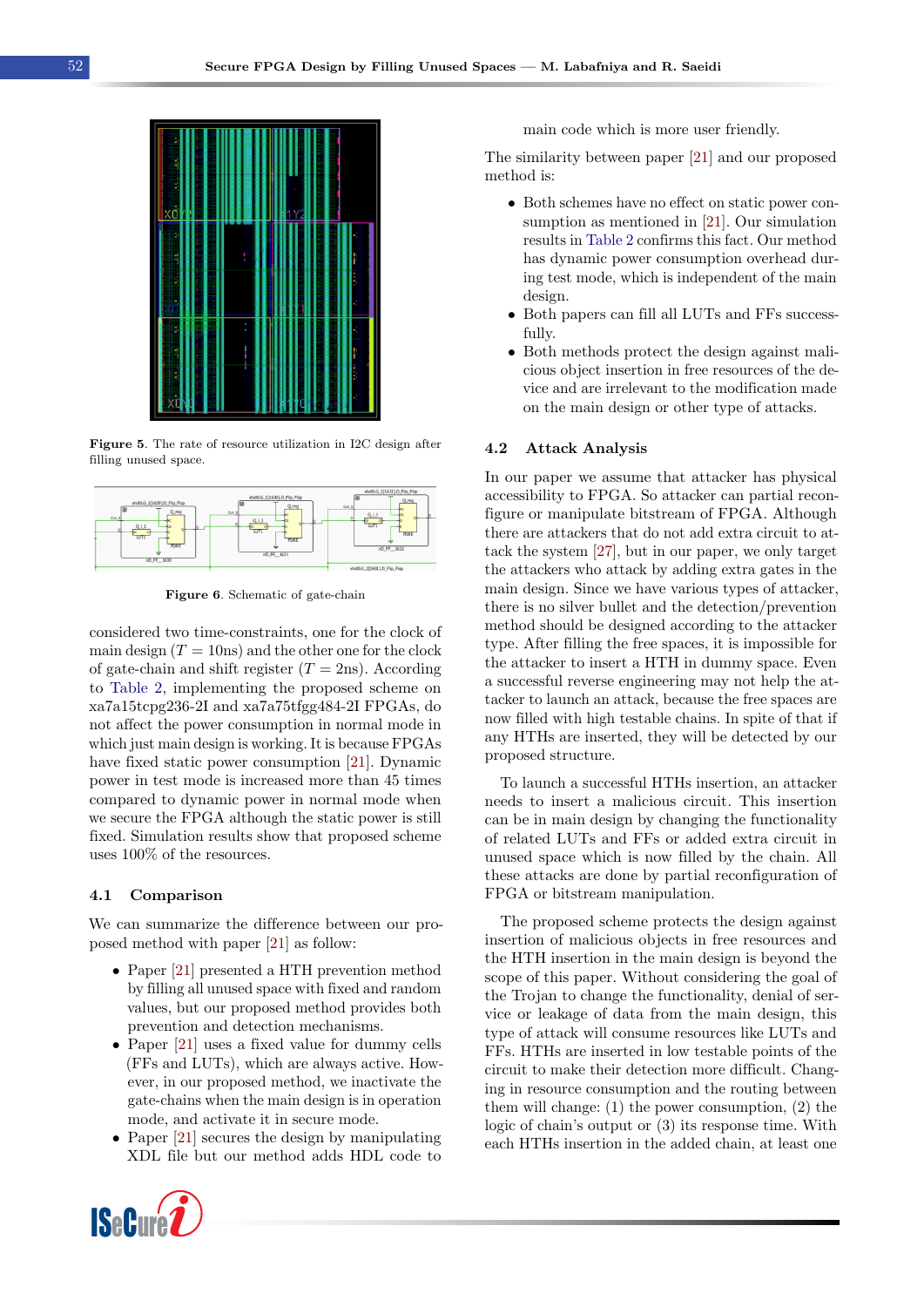Figure 5. The rate of resource utilization in I2C design after filling unused space.

Figure 6. Schematic of gate-chain

considered two time-constraints, one for the clock of main design ($T = 10$ns) and the other one for the clock of gate-chain and shift register ($T = 2$ns). According to Table 2, implementing the proposed scheme on xa7a15tcpg236-2I and xa7a75tfgg484-2I FPGAs, do not affect the power consumption in normal mode in which just main design is working. It is because FPGAs have fixed static power consumption [21]. Dynamic power in test mode is increased more than 45 times compared to dynamic power in normal mode when we secure the FPGA although the static power is still fixed. Simulation results show that proposed scheme uses 100% of the resources.

### 4.1 Comparison

We can summarize the difference between our proposed method with paper [21] as follow:

- Paper [21] presented a HTH prevention method by filling all unused space with fixed and random values, but our proposed method provides both prevention and detection mechanisms.
- Paper [21] uses a fixed value for dummy cells (FFs and LUTs), which are always active. However, in our proposed method, we inactivate the gate-chains when the main design is in operation mode, and activate it in secure mode.
- Paper [21] secures the design by manipulating XDL file but our method adds HDL code to main code which is more user friendly.

The similarity between paper [21] and our proposed method is:

- Both schemes have no effect on static power consumption as mentioned in [21]. Our simulation results in Table 2 confirms this fact. Our method has dynamic power consumption overhead during test mode, which is independent of the main design.
- Both papers can fill all LUTs and FFs successfully.
- Both methods protect the design against malicious object insertion in free resources of the device and are irrelevant to the modification made on the main design or other type of attacks.

### 4.2 Attack Analysis

In our paper we assume that attacker has physical accessibility to FPGA. So attacker can partial reconfigure or manipulate bitstream of FPGA. Although there are attackers that do not add extra circuit to attack the system [27], but in our paper, we only target the attackers who attack by adding extra gates in the main design. Since we have various types of attacker, there is no silver bullet and the detection/prevention method should be designed according to the attacker type. After filling the free spaces, it is impossible for the attacker to insert a HTH in dummy space. Even a successful reverse engineering may not help the attacker to launch an attack, because the free spaces are now filled with high testable chains. In spite of that if any HTHs are inserted, they will be detected by our proposed structure.

To launch a successful HTHs insertion, an attacker needs to insert a malicious circuit. This insertion can be in main design by changing the functionality of related LUTs and FFs or added extra circuit in unused space which is now filled by the chain. All these attacks are done by partial reconfiguration of FPGA or bitstream manipulation.

The proposed scheme protects the design against insertion of malicious objects in free resources and the HTH insertion in the main design is beyond the scope of this paper. Without considering the goal of the Trojan to change the functionality, denial of service or leakage of data from the main design, this type of attack will consume resources like LUTs and FFs. HTHs are inserted in low testable points of the circuit to make their detection more difficult. Changing in resource consumption and the routing between them will change: (1) the power consumption, (2) the logic of chain's output or (3) its response time. With each HTHs insertion in the added chain, at least one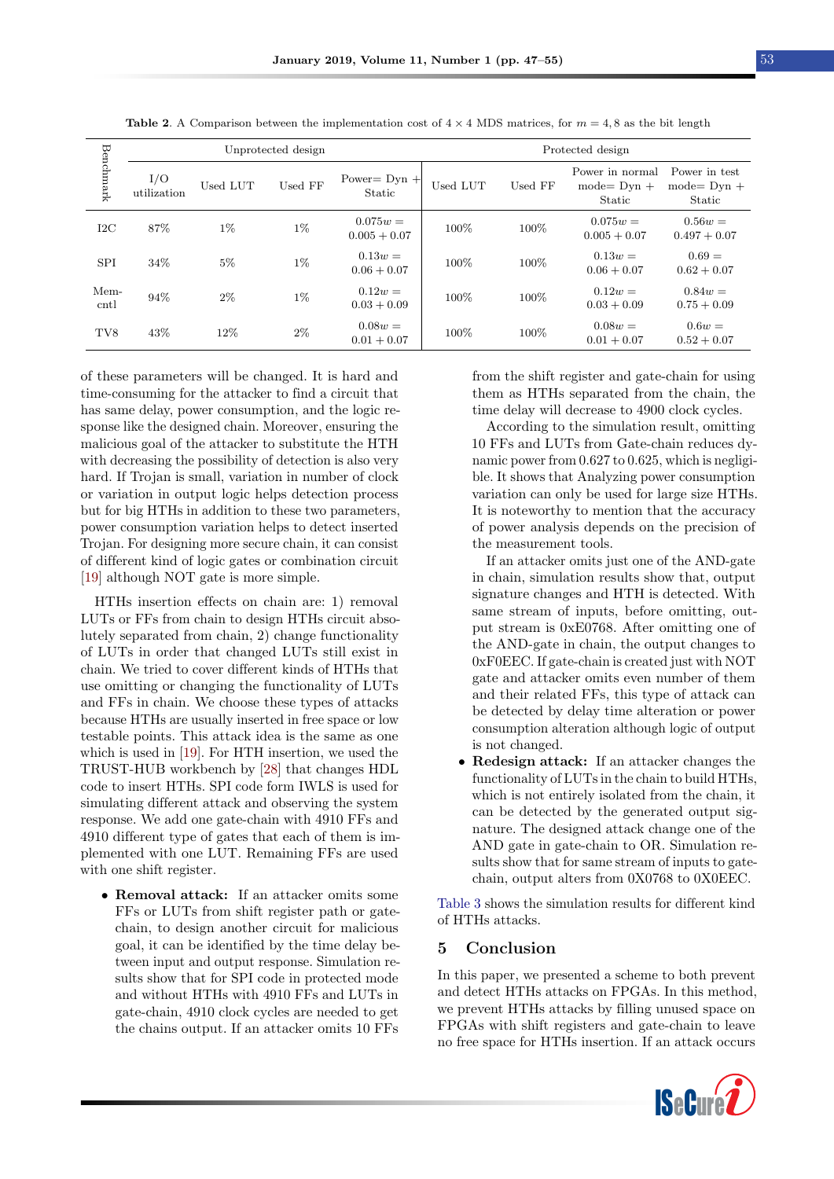Table 2. A Comparison between the implementation cost of $4 \times 4$ MDS matrices, for $m = 4, 8$ as the bit length

| Benchmark | Unprotected design | | | | Protected design | | | |
|---|---|---|---|---|---|---|---|---|
| | I/O utilization | Used LUT | Used FF | Power= Dyn + Static | Used LUT | Used FF | Power in normal mode= Dyn + Static | Power in test mode= Dyn + Static |
| I2C | 87% | 1% | 1% | $0.075w = 0.005 + 0.07$ | 100% | 100% | $0.075w = 0.005 + 0.07$ | $0.56w = 0.497 + 0.07$ |
| SPI | 34% | 5% | 1% | $0.13w = 0.06 + 0.07$ | 100% | 100% | $0.13w = 0.06 + 0.07$ | $0.69 = 0.62 + 0.07$ |
| Mem-cntl | 94% | 2% | 1% | $0.12w = 0.03 + 0.09$ | 100% | 100% | $0.12w = 0.03 + 0.09$ | $0.84w = 0.75 + 0.09$ |
| TV8 | 43% | 12% | 2% | $0.08w = 0.01 + 0.07$ | 100% | 100% | $0.08w = 0.01 + 0.07$ | $0.6w = 0.52 + 0.07$ |

of these parameters will be changed. It is hard and time-consuming for the attacker to find a circuit that has same delay, power consumption, and the logic response like the designed chain. Moreover, ensuring the malicious goal of the attacker to substitute the HTH with decreasing the possibility of detection is also very hard. If Trojan is small, variation in number of clock or variation in output logic helps detection process but for big HTHs in addition to these two parameters, power consumption variation helps to detect inserted Trojan. For designing more secure chain, it can consist of different kind of logic gates or combination circuit [19] although NOT gate is more simple.

HTHs insertion effects on chain are: 1) removal LUTs or FFs from chain to design HTHs circuit absolutely separated from chain, 2) change functionality of LUTs in order that changed LUTs still exist in chain. We tried to cover different kinds of HTHs that use omitting or changing the functionality of LUTs and FFs in chain. We choose these types of attacks because HTHs are usually inserted in free space or low testable points. This attack idea is the same as one which is used in [19]. For HTH insertion, we used the TRUST-HUB workbench by [28] that changes HDL code to insert HTHs. SPI code form IWLS is used for simulating different attack and observing the system response. We add one gate-chain with 4910 FFs and 4910 different type of gates that each of them is implemented with one LUT. Remaining FFs are used with one shift register.

- **Removal attack:** If an attacker omits some FFs or LUTs from shift register path or gate-chain, to design another circuit for malicious goal, it can be identified by the time delay between input and output response. Simulation results show that for SPI code in protected mode and without HTHs with 4910 FFs and LUTs in gate-chain, 4910 clock cycles are needed to get the chains output. If an attacker omits 10 FFs from the shift register and gate-chain for using them as HTHs separated from the chain, the time delay will decrease to 4900 clock cycles.

  According to the simulation result, omitting 10 FFs and LUTs from Gate-chain reduces dynamic power from 0.627 to 0.625, which is negligible. It shows that Analyzing power consumption variation can only be used for large size HTHs. It is noteworthy to mention that the accuracy of power analysis depends on the precision of the measurement tools.

  If an attacker omits just one of the AND-gate in chain, simulation results show that, output signature changes and HTH is detected. With same stream of inputs, before omitting, output stream is 0xE0768. After omitting one of the AND-gate in chain, the output changes to 0xF0EEC. If gate-chain is created just with NOT gate and attacker omits even number of them and their related FFs, this type of attack can be detected by delay time alteration or power consumption alteration although logic of output is not changed.
- **Redesign attack:** If an attacker changes the functionality of LUTs in the chain to build HTHs, which is not entirely isolated from the chain, it can be detected by the generated output signature. The designed attack change one of the AND gate in gate-chain to OR. Simulation results show that for same stream of inputs to gate-chain, output alters from 0X0768 to 0X0EEC.

Table 3 shows the simulation results for different kind of HTHs attacks.

## 5 Conclusion

In this paper, we presented a scheme to both prevent and detect HTHs attacks on FPGAs. In this method, we prevent HTHs attacks by filling unused space on FPGAs with shift registers and gate-chain to leave no free space for HTHs insertion. If an attack occurs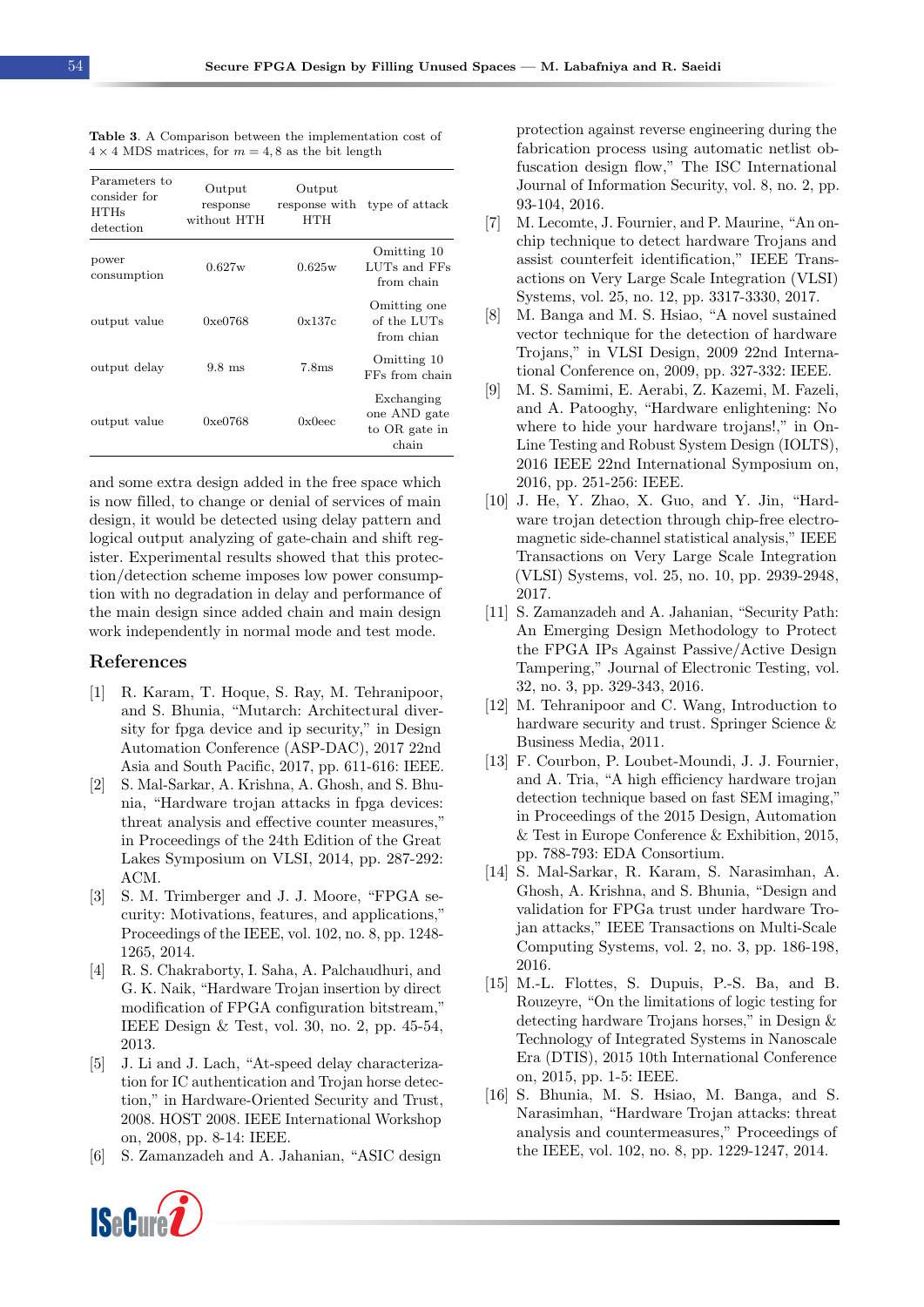**Table 3**. A Comparison between the implementation cost of $4 \times 4$ MDS matrices, for $m = 4, 8$ as the bit length

| Parameters to consider for HTHs detection | Output response without HTH | Output response with HTH | type of attack |
|---|---|---|---|
| power consumption | 0.627w | 0.625w | Omitting 10 LUTs and FFs from chain |
| output value | 0xe0768 | 0x137c | Omitting one of the LUTs from chian |
| output delay | 9.8 ms | 7.8ms | Omitting 10 FFs from chain |
| output value | 0xe0768 | 0x0eec | Exchanging one AND gate to OR gate in chain |

and some extra design added in the free space which is now filled, to change or denial of services of main design, it would be detected using delay pattern and logical output analyzing of gate-chain and shift register. Experimental results showed that this protection/detection scheme imposes low power consumption with no degradation in delay and performance of the main design since added chain and main design work independently in normal mode and test mode.

## References

[1] R. Karam, T. Hoque, S. Ray, M. Tehranipoor, and S. Bhunia, "Mutarch: Architectural diversity for fpga device and ip security," in Design Automation Conference (ASP-DAC), 2017 22nd Asia and South Pacific, 2017, pp. 611-616: IEEE.

[2] S. Mal-Sarkar, A. Krishna, A. Ghosh, and S. Bhunia, "Hardware trojan attacks in fpga devices: threat analysis and effective counter measures," in Proceedings of the 24th Edition of the Great Lakes Symposium on VLSI, 2014, pp. 287-292: ACM.

[3] S. M. Trimberger and J. J. Moore, "FPGA security: Motivations, features, and applications," Proceedings of the IEEE, vol. 102, no. 8, pp. 1248-1265, 2014.

[4] R. S. Chakraborty, I. Saha, A. Palchaudhuri, and G. K. Naik, "Hardware Trojan insertion by direct modification of FPGA configuration bitstream," IEEE Design & Test, vol. 30, no. 2, pp. 45-54, 2013.

[5] J. Li and J. Lach, "At-speed delay characterization for IC authentication and Trojan horse detection," in Hardware-Oriented Security and Trust, 2008. HOST 2008. IEEE International Workshop on, 2008, pp. 8-14: IEEE.

[6] S. Zamanzadeh and A. Jahanian, "ASIC design protection against reverse engineering during the fabrication process using automatic netlist obfuscation design flow," The ISC International Journal of Information Security, vol. 8, no. 2, pp. 93-104, 2016.

[7] M. Lecomte, J. Fournier, and P. Maurine, "An on-chip technique to detect hardware Trojans and assist counterfeit identification," IEEE Transactions on Very Large Scale Integration (VLSI) Systems, vol. 25, no. 12, pp. 3317-3330, 2017.

[8] M. Banga and M. S. Hsiao, "A novel sustained vector technique for the detection of hardware Trojans," in VLSI Design, 2009 22nd International Conference on, 2009, pp. 327-332: IEEE.

[9] M. S. Samimi, E. Aerabi, Z. Kazemi, M. Fazeli, and A. Patooghy, "Hardware enlightening: No where to hide your hardware trojans!," in On-Line Testing and Robust System Design (IOLTS), 2016 IEEE 22nd International Symposium on, 2016, pp. 251-256: IEEE.

[10] J. He, Y. Zhao, X. Guo, and Y. Jin, "Hardware trojan detection through chip-free electromagnetic side-channel statistical analysis," IEEE Transactions on Very Large Scale Integration (VLSI) Systems, vol. 25, no. 10, pp. 2939-2948, 2017.

[11] S. Zamanzadeh and A. Jahanian, "Security Path: An Emerging Design Methodology to Protect the FPGA IPs Against Passive/Active Design Tampering," Journal of Electronic Testing, vol. 32, no. 3, pp. 329-343, 2016.

[12] M. Tehranipoor and C. Wang, Introduction to hardware security and trust. Springer Science & Business Media, 2011.

[13] F. Courbon, P. Loubet-Moundi, J. J. Fournier, and A. Tria, "A high efficiency hardware trojan detection technique based on fast SEM imaging," in Proceedings of the 2015 Design, Automation & Test in Europe Conference & Exhibition, 2015, pp. 788-793: EDA Consortium.

[14] S. Mal-Sarkar, R. Karam, S. Narasimhan, A. Ghosh, A. Krishna, and S. Bhunia, "Design and validation for FPGa trust under hardware Trojan attacks," IEEE Transactions on Multi-Scale Computing Systems, vol. 2, no. 3, pp. 186-198, 2016.

[15] M.-L. Flottes, S. Dupuis, P.-S. Ba, and B. Rouzeyre, "On the limitations of logic testing for detecting hardware Trojans horses," in Design & Technology of Integrated Systems in Nanoscale Era (DTIS), 2015 10th International Conference on, 2015, pp. 1-5: IEEE.

[16] S. Bhunia, M. S. Hsiao, M. Banga, and S. Narasimhan, "Hardware Trojan attacks: threat analysis and countermeasures," Proceedings of the IEEE, vol. 102, no. 8, pp. 1229-1247, 2014.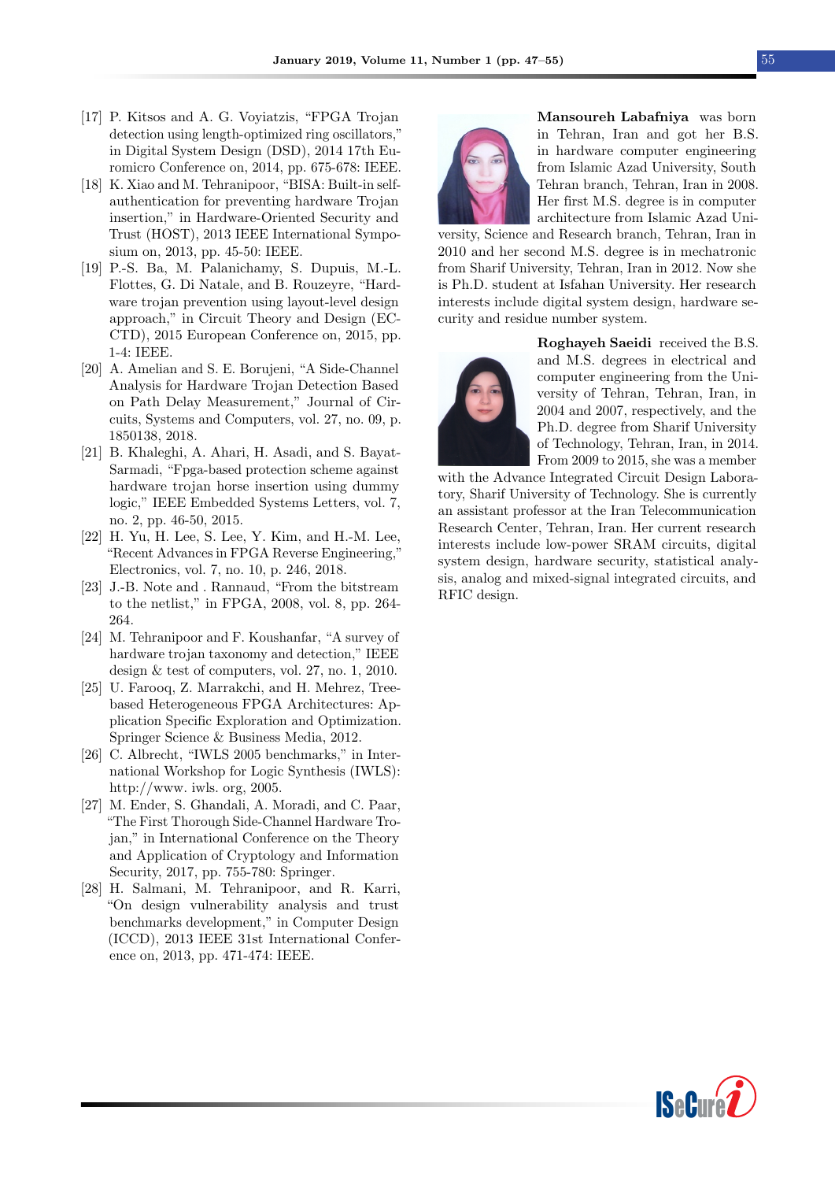[17] P. Kitsos and A. G. Voyiatzis, "FPGA Trojan detection using length-optimized ring oscillators," in Digital System Design (DSD), 2014 17th Euromicro Conference on, 2014, pp. 675-678: IEEE.

[18] K. Xiao and M. Tehranipoor, "BISA: Built-in self-authentication for preventing hardware Trojan insertion," in Hardware-Oriented Security and Trust (HOST), 2013 IEEE International Symposium on, 2013, pp. 45-50: IEEE.

[19] P.-S. Ba, M. Palanichamy, S. Dupuis, M.-L. Flottes, G. Di Natale, and B. Rouzeyre, "Hardware trojan prevention using layout-level design approach," in Circuit Theory and Design (ECCTD), 2015 European Conference on, 2015, pp. 1-4: IEEE.

[20] A. Amelian and S. E. Borujeni, "A Side-Channel Analysis for Hardware Trojan Detection Based on Path Delay Measurement," Journal of Circuits, Systems and Computers, vol. 27, no. 09, p. 1850138, 2018.

[21] B. Khaleghi, A. Ahari, H. Asadi, and S. Bayat-Sarmadi, "Fpga-based protection scheme against hardware trojan horse insertion using dummy logic," IEEE Embedded Systems Letters, vol. 7, no. 2, pp. 46-50, 2015.

[22] H. Yu, H. Lee, S. Lee, Y. Kim, and H.-M. Lee, "Recent Advances in FPGA Reverse Engineering," Electronics, vol. 7, no. 10, p. 246, 2018.

[23] J.-B. Note and . Rannaud, "From the bitstream to the netlist," in FPGA, 2008, vol. 8, pp. 264-264.

[24] M. Tehranipoor and F. Koushanfar, "A survey of hardware trojan taxonomy and detection," IEEE design & test of computers, vol. 27, no. 1, 2010.

[25] U. Farooq, Z. Marrakchi, and H. Mehrez, Tree-based Heterogeneous FPGA Architectures: Application Specific Exploration and Optimization. Springer Science & Business Media, 2012.

[26] C. Albrecht, "IWLS 2005 benchmarks," in International Workshop for Logic Synthesis (IWLS): http://www. iwls. org, 2005.

[27] M. Ender, S. Ghandali, A. Moradi, and C. Paar, "The First Thorough Side-Channel Hardware Trojan," in International Conference on the Theory and Application of Cryptology and Information Security, 2017, pp. 755-780: Springer.

[28] H. Salmani, M. Tehranipoor, and R. Karri, "On design vulnerability analysis and trust benchmarks development," in Computer Design (ICCD), 2013 IEEE 31st International Conference on, 2013, pp. 471-474: IEEE.

**Mansoureh Labafniya** was born in Tehran, Iran and got her B.S. in hardware computer engineering from Islamic Azad University, South Tehran branch, Tehran, Iran in 2008. Her first M.S. degree is in computer architecture from Islamic Azad University, Science and Research branch, Tehran, Iran in 2010 and her second M.S. degree is in mechatronic from Sharif University, Tehran, Iran in 2012. Now she is Ph.D. student at Isfahan University. Her research interests include digital system design, hardware security and residue number system.

**Roghayeh Saeidi** received the B.S. and M.S. degrees in electrical and computer engineering from the University of Tehran, Tehran, Iran, in 2004 and 2007, respectively, and the Ph.D. degree from Sharif University of Technology, Tehran, Iran, in 2014. From 2009 to 2015, she was a member with the Advance Integrated Circuit Design Laboratory, Sharif University of Technology. She is currently an assistant professor at the Iran Telecommunication Research Center, Tehran, Iran. Her current research interests include low-power SRAM circuits, digital system design, hardware security, statistical analysis, analog and mixed-signal integrated circuits, and RFIC design.